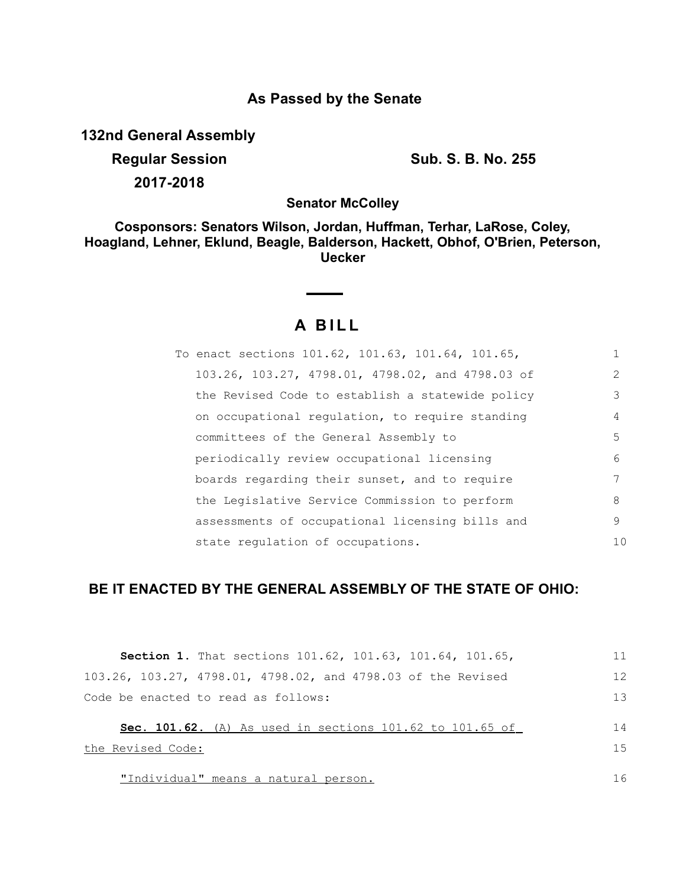**As Passed by the Senate**

**132nd General Assembly**

**Regular Session** **Sub. S. B. No. 255**

**2017-2018**

**Senator McColley**

**Cosponsors: Senators Wilson, Jordan, Huffman, Terhar, LaRose, Coley, Hoagland, Lehner, Eklund, Beagle, Balderson, Hackett, Obhof, O'Brien, Peterson, Uecker**

# A BILL

To enact sections 101.62, 101.63, 101.64, 101.65, 103.26, 103.27, 4798.01, 4798.02, and 4798.03 of the Revised Code to establish a statewide policy on occupational regulation, to require standing committees of the General Assembly to periodically review occupational licensing boards regarding their sunset, and to require the Legislative Service Commission to perform assessments of occupational licensing bills and state regulation of occupations.

**BE IT ENACTED BY THE GENERAL ASSEMBLY OF THE STATE OF OHIO:**

**Section 1.** That sections 101.62, 101.63, 101.64, 101.65, 103.26, 103.27, 4798.01, 4798.02, and 4798.03 of the Revised Code be enacted to read as follows:

**Sec. 101.62.** (A) As used in sections 101.62 to 101.65 of the Revised Code:

"Individual" means a natural person.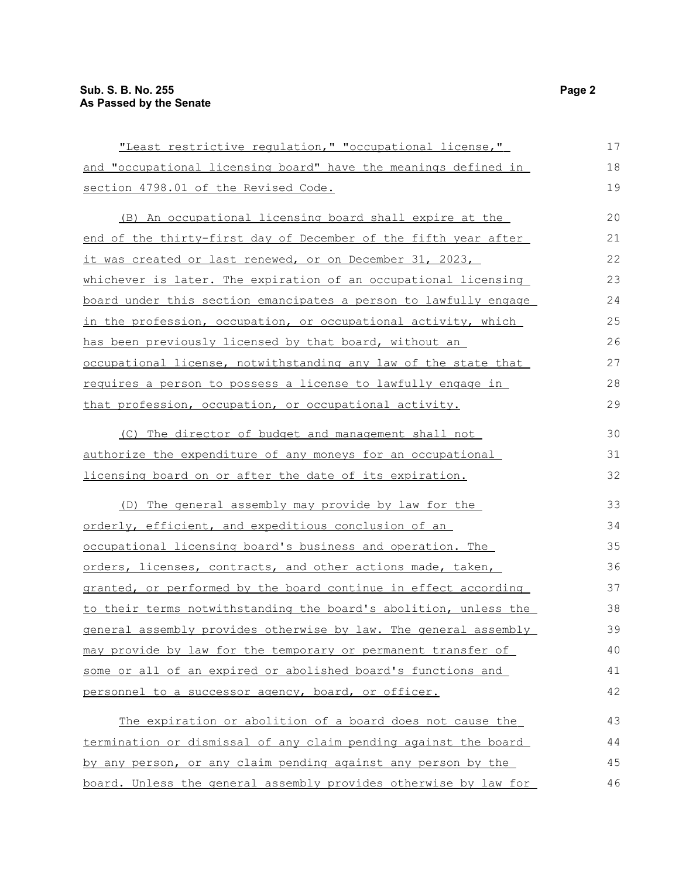"Least restrictive regulation," "occupational license," and "occupational licensing board" have the meanings defined in section 4798.01 of the Revised Code.

(B) An occupational licensing board shall expire at the end of the thirty-first day of December of the fifth year after it was created or last renewed, or on December 31, 2023, whichever is later. The expiration of an occupational licensing board under this section emancipates a person to lawfully engage in the profession, occupation, or occupational activity, which has been previously licensed by that board, without an occupational license, notwithstanding any law of the state that requires a person to possess a license to lawfully engage in that profession, occupation, or occupational activity.

(C) The director of budget and management shall not authorize the expenditure of any moneys for an occupational licensing board on or after the date of its expiration.

(D) The general assembly may provide by law for the orderly, efficient, and expeditious conclusion of an occupational licensing board's business and operation. The orders, licenses, contracts, and other actions made, taken, granted, or performed by the board continue in effect according to their terms notwithstanding the board's abolition, unless the general assembly provides otherwise by law. The general assembly may provide by law for the temporary or permanent transfer of some or all of an expired or abolished board's functions and personnel to a successor agency, board, or officer.

The expiration or abolition of a board does not cause the termination or dismissal of any claim pending against the board by any person, or any claim pending against any person by the board. Unless the general assembly provides otherwise by law for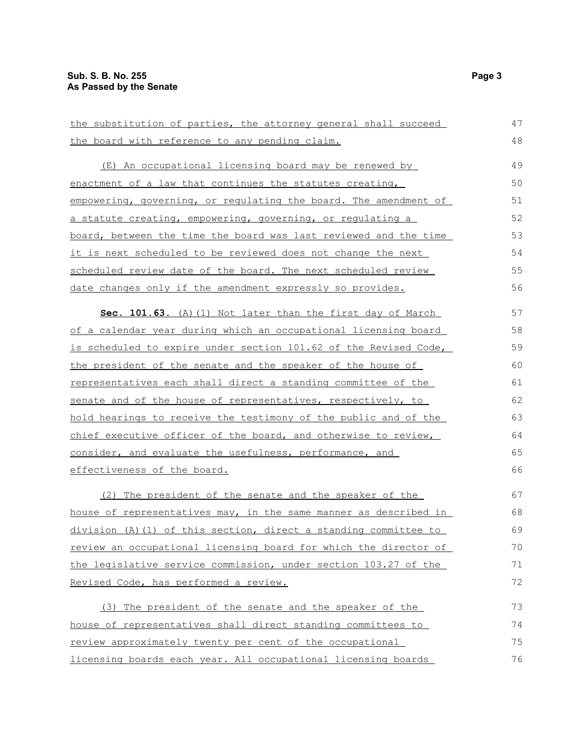the substitution of parties, the attorney general shall succeed the board with reference to any pending claim.

(E) An occupational licensing board may be renewed by enactment of a law that continues the statutes creating, empowering, governing, or regulating the board. The amendment of a statute creating, empowering, governing, or regulating a board, between the time the board was last reviewed and the time it is next scheduled to be reviewed does not change the next scheduled review date of the board. The next scheduled review date changes only if the amendment expressly so provides.

**Sec. 101.63.** (A)(1) Not later than the first day of March of a calendar year during which an occupational licensing board is scheduled to expire under section 101.62 of the Revised Code, the president of the senate and the speaker of the house of representatives each shall direct a standing committee of the senate and of the house of representatives, respectively, to hold hearings to receive the testimony of the public and of the chief executive officer of the board, and otherwise to review, consider, and evaluate the usefulness, performance, and effectiveness of the board.

(2) The president of the senate and the speaker of the house of representatives may, in the same manner as described in division (A)(1) of this section, direct a standing committee to review an occupational licensing board for which the director of the legislative service commission, under section 103.27 of the Revised Code, has performed a review.

(3) The president of the senate and the speaker of the house of representatives shall direct standing committees to review approximately twenty per cent of the occupational licensing boards each year. All occupational licensing boards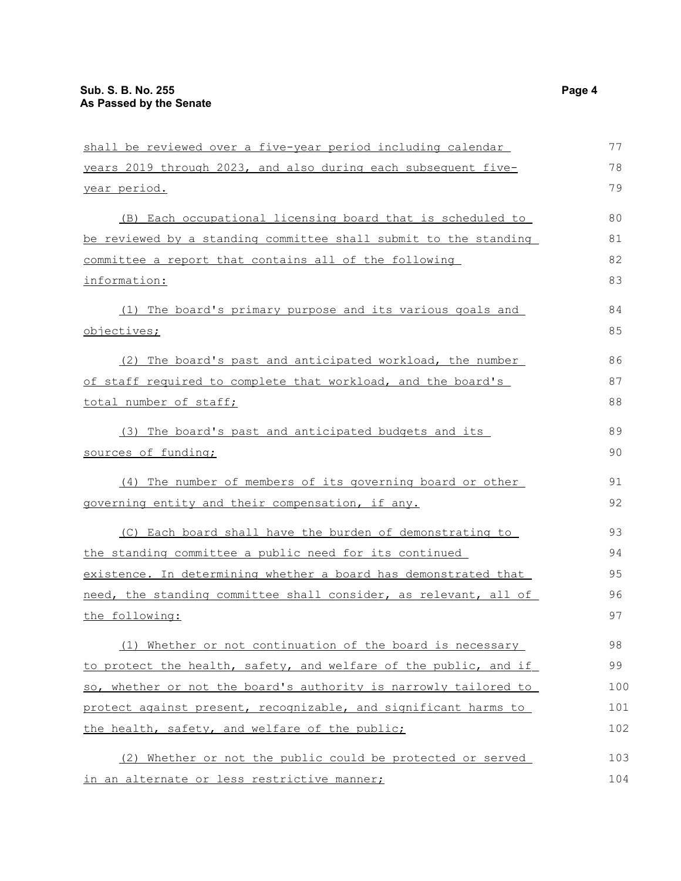shall be reviewed over a five-year period including calendar years 2019 through 2023, and also during each subsequent five-year period.

(B) Each occupational licensing board that is scheduled to be reviewed by a standing committee shall submit to the standing committee a report that contains all of the following information:

(1) The board's primary purpose and its various goals and objectives;

(2) The board's past and anticipated workload, the number of staff required to complete that workload, and the board's total number of staff;

(3) The board's past and anticipated budgets and its sources of funding;

(4) The number of members of its governing board or other governing entity and their compensation, if any.

(C) Each board shall have the burden of demonstrating to the standing committee a public need for its continued existence. In determining whether a board has demonstrated that need, the standing committee shall consider, as relevant, all of the following:

(1) Whether or not continuation of the board is necessary to protect the health, safety, and welfare of the public, and if so, whether or not the board's authority is narrowly tailored to protect against present, recognizable, and significant harms to the health, safety, and welfare of the public;

(2) Whether or not the public could be protected or served in an alternate or less restrictive manner;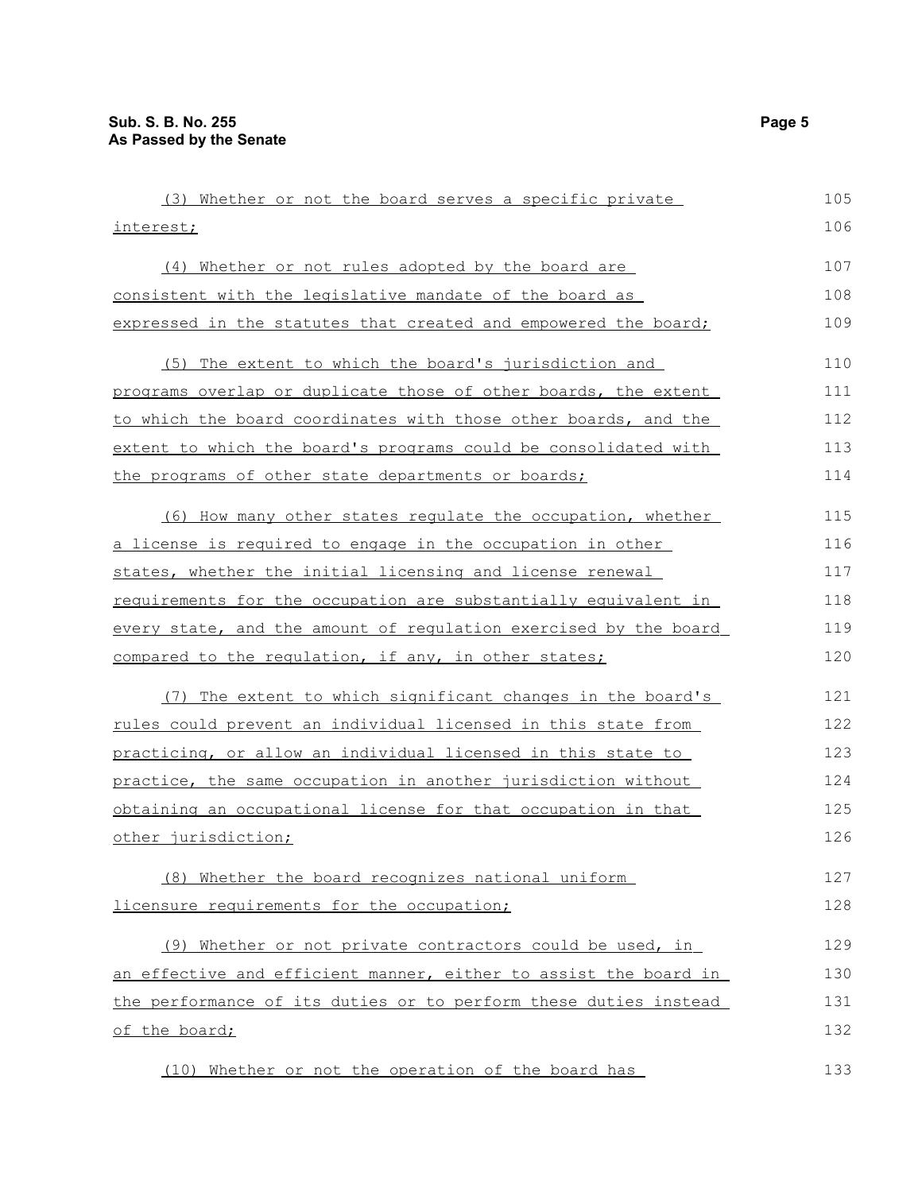(3) Whether or not the board serves a specific private interest;

(4) Whether or not rules adopted by the board are consistent with the legislative mandate of the board as expressed in the statutes that created and empowered the board;

(5) The extent to which the board's jurisdiction and programs overlap or duplicate those of other boards, the extent to which the board coordinates with those other boards, and the extent to which the board's programs could be consolidated with the programs of other state departments or boards;

(6) How many other states regulate the occupation, whether a license is required to engage in the occupation in other states, whether the initial licensing and license renewal requirements for the occupation are substantially equivalent in every state, and the amount of regulation exercised by the board compared to the regulation, if any, in other states;

(7) The extent to which significant changes in the board's rules could prevent an individual licensed in this state from practicing, or allow an individual licensed in this state to practice, the same occupation in another jurisdiction without obtaining an occupational license for that occupation in that other jurisdiction;

(8) Whether the board recognizes national uniform licensure requirements for the occupation;

(9) Whether or not private contractors could be used, in an effective and efficient manner, either to assist the board in the performance of its duties or to perform these duties instead of the board;

(10) Whether or not the operation of the board has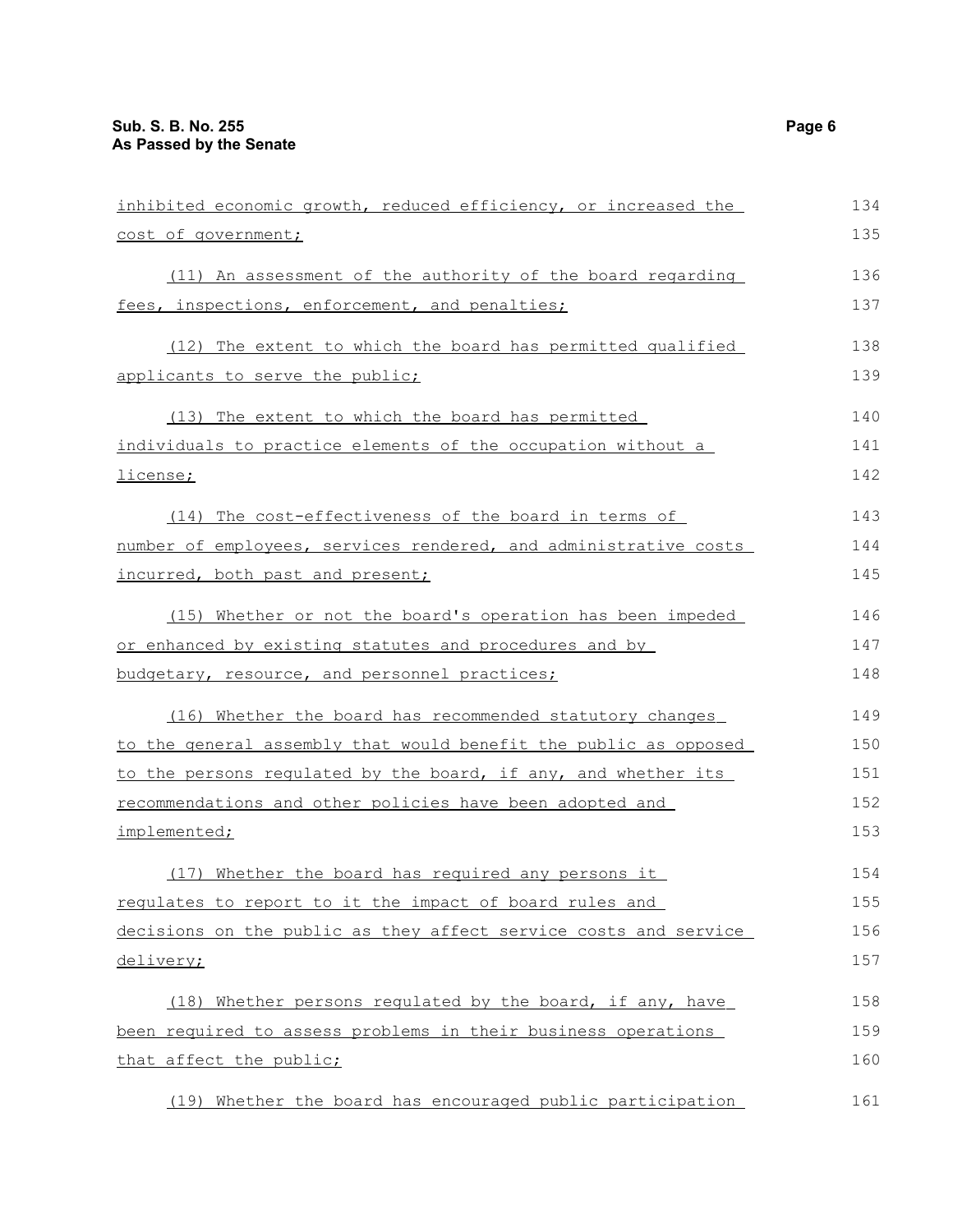inhibited economic growth, reduced efficiency, or increased the cost of government;

(11) An assessment of the authority of the board regarding fees, inspections, enforcement, and penalties;

(12) The extent to which the board has permitted qualified applicants to serve the public;

(13) The extent to which the board has permitted individuals to practice elements of the occupation without a license;

(14) The cost-effectiveness of the board in terms of number of employees, services rendered, and administrative costs incurred, both past and present;

(15) Whether or not the board's operation has been impeded or enhanced by existing statutes and procedures and by budgetary, resource, and personnel practices;

(16) Whether the board has recommended statutory changes to the general assembly that would benefit the public as opposed to the persons regulated by the board, if any, and whether its recommendations and other policies have been adopted and implemented;

(17) Whether the board has required any persons it regulates to report to it the impact of board rules and decisions on the public as they affect service costs and service delivery;

(18) Whether persons regulated by the board, if any, have been required to assess problems in their business operations that affect the public;

(19) Whether the board has encouraged public participation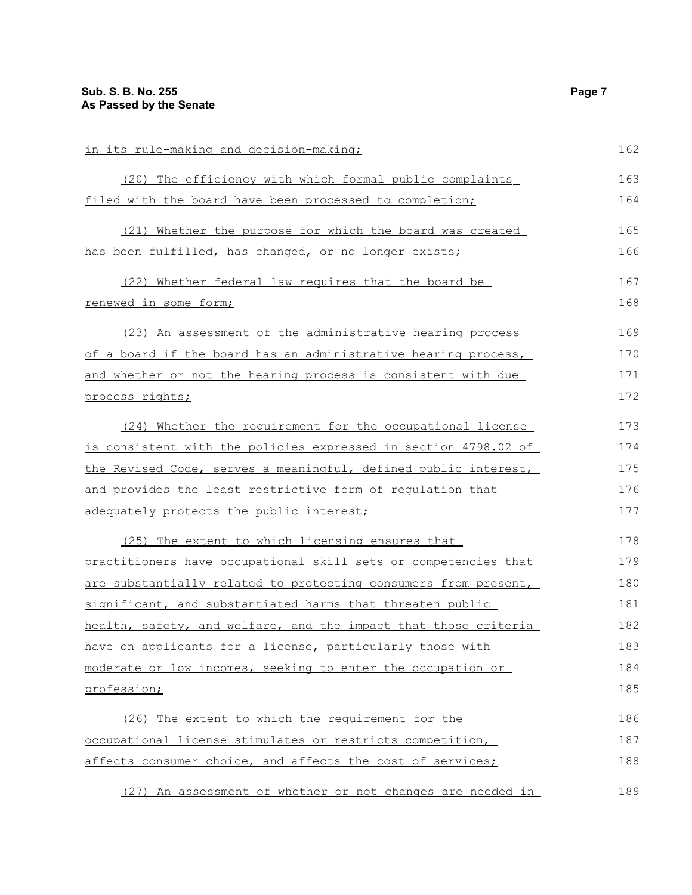in its rule-making and decision-making;

(20) The efficiency with which formal public complaints filed with the board have been processed to completion;

(21) Whether the purpose for which the board was created has been fulfilled, has changed, or no longer exists;

(22) Whether federal law requires that the board be renewed in some form;

(23) An assessment of the administrative hearing process of a board if the board has an administrative hearing process, and whether or not the hearing process is consistent with due process rights;

(24) Whether the requirement for the occupational license is consistent with the policies expressed in section 4798.02 of the Revised Code, serves a meaningful, defined public interest, and provides the least restrictive form of regulation that adequately protects the public interest;

(25) The extent to which licensing ensures that practitioners have occupational skill sets or competencies that are substantially related to protecting consumers from present, significant, and substantiated harms that threaten public health, safety, and welfare, and the impact that those criteria have on applicants for a license, particularly those with moderate or low incomes, seeking to enter the occupation or profession;

(26) The extent to which the requirement for the occupational license stimulates or restricts competition, affects consumer choice, and affects the cost of services;

(27) An assessment of whether or not changes are needed in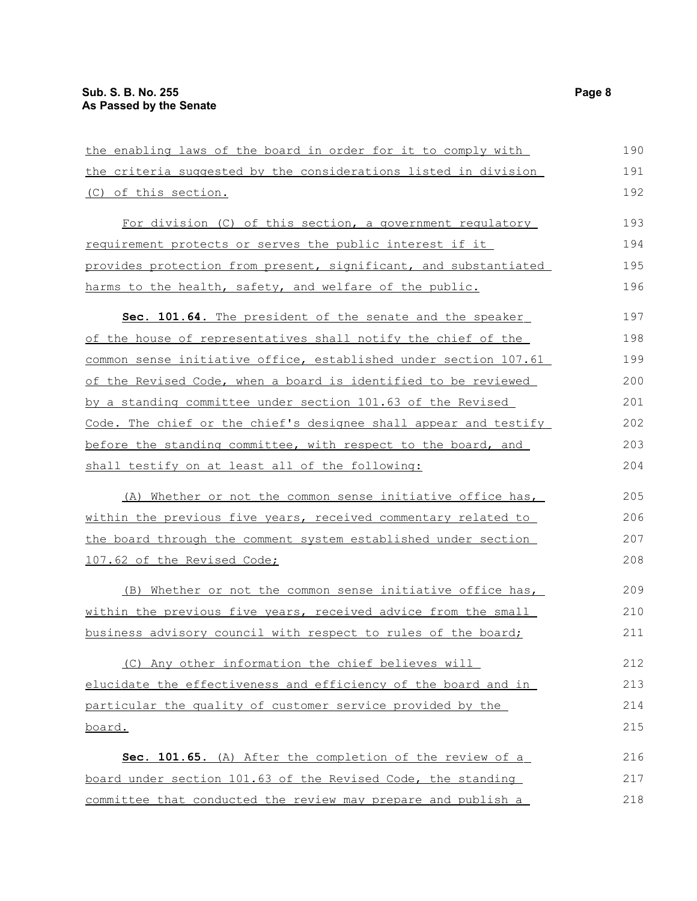the enabling laws of the board in order for it to comply with the criteria suggested by the considerations listed in division (C) of this section.

For division (C) of this section, a government regulatory requirement protects or serves the public interest if it provides protection from present, significant, and substantiated harms to the health, safety, and welfare of the public.

**Sec. 101.64.** The president of the senate and the speaker of the house of representatives shall notify the chief of the common sense initiative office, established under section 107.61 of the Revised Code, when a board is identified to be reviewed by a standing committee under section 101.63 of the Revised Code. The chief or the chief's designee shall appear and testify before the standing committee, with respect to the board, and shall testify on at least all of the following:

(A) Whether or not the common sense initiative office has, within the previous five years, received commentary related to the board through the comment system established under section 107.62 of the Revised Code;

(B) Whether or not the common sense initiative office has, within the previous five years, received advice from the small business advisory council with respect to rules of the board;

(C) Any other information the chief believes will elucidate the effectiveness and efficiency of the board and in particular the quality of customer service provided by the board.

**Sec. 101.65.** (A) After the completion of the review of a board under section 101.63 of the Revised Code, the standing committee that conducted the review may prepare and publish a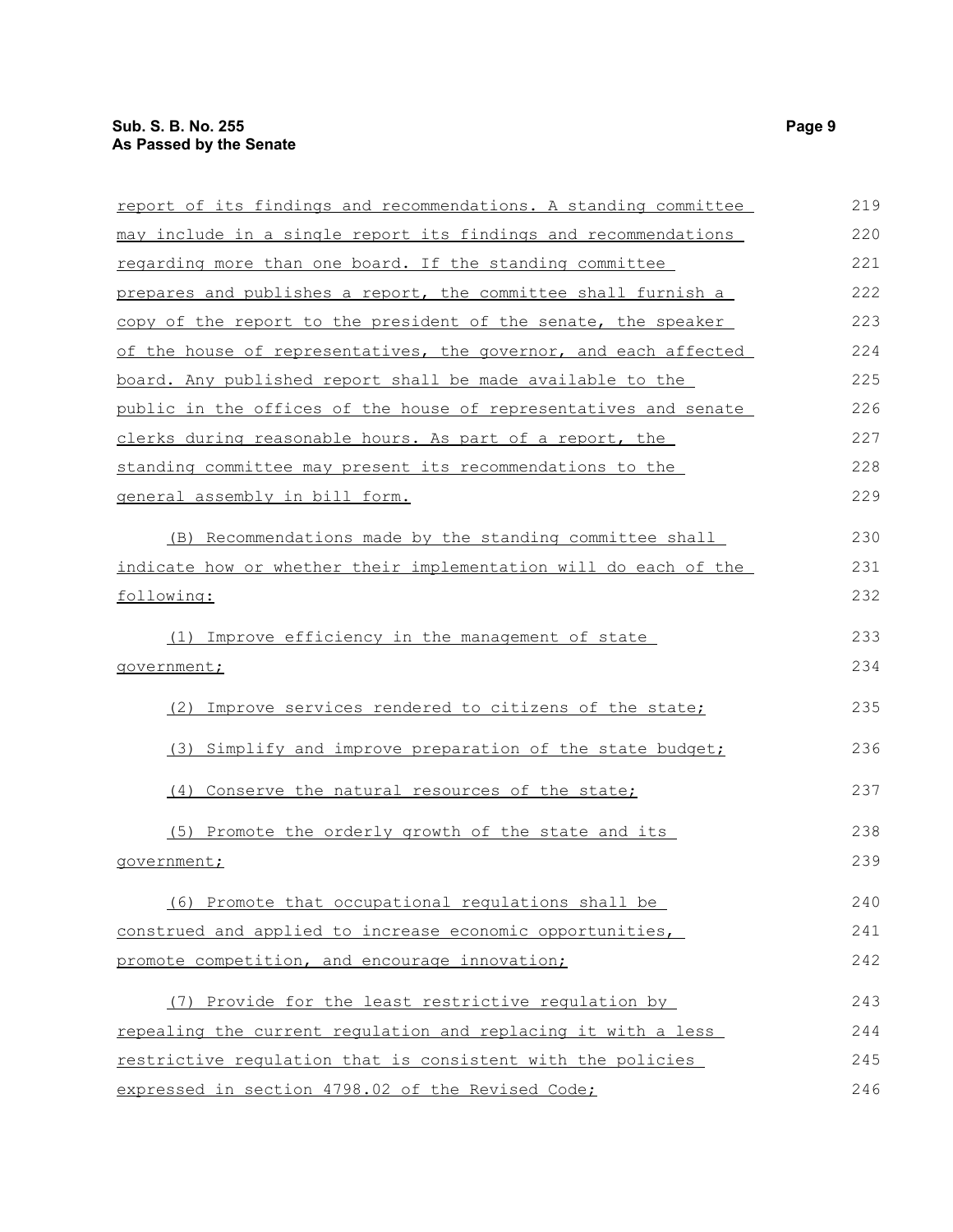report of its findings and recommendations. A standing committee may include in a single report its findings and recommendations regarding more than one board. If the standing committee prepares and publishes a report, the committee shall furnish a copy of the report to the president of the senate, the speaker of the house of representatives, the governor, and each affected board. Any published report shall be made available to the public in the offices of the house of representatives and senate clerks during reasonable hours. As part of a report, the standing committee may present its recommendations to the general assembly in bill form.

(B) Recommendations made by the standing committee shall indicate how or whether their implementation will do each of the following:

(1) Improve efficiency in the management of state government;

(2) Improve services rendered to citizens of the state;

(3) Simplify and improve preparation of the state budget;

(4) Conserve the natural resources of the state;

(5) Promote the orderly growth of the state and its government;

(6) Promote that occupational regulations shall be construed and applied to increase economic opportunities, promote competition, and encourage innovation;

(7) Provide for the least restrictive regulation by repealing the current regulation and replacing it with a less restrictive regulation that is consistent with the policies expressed in section 4798.02 of the Revised Code;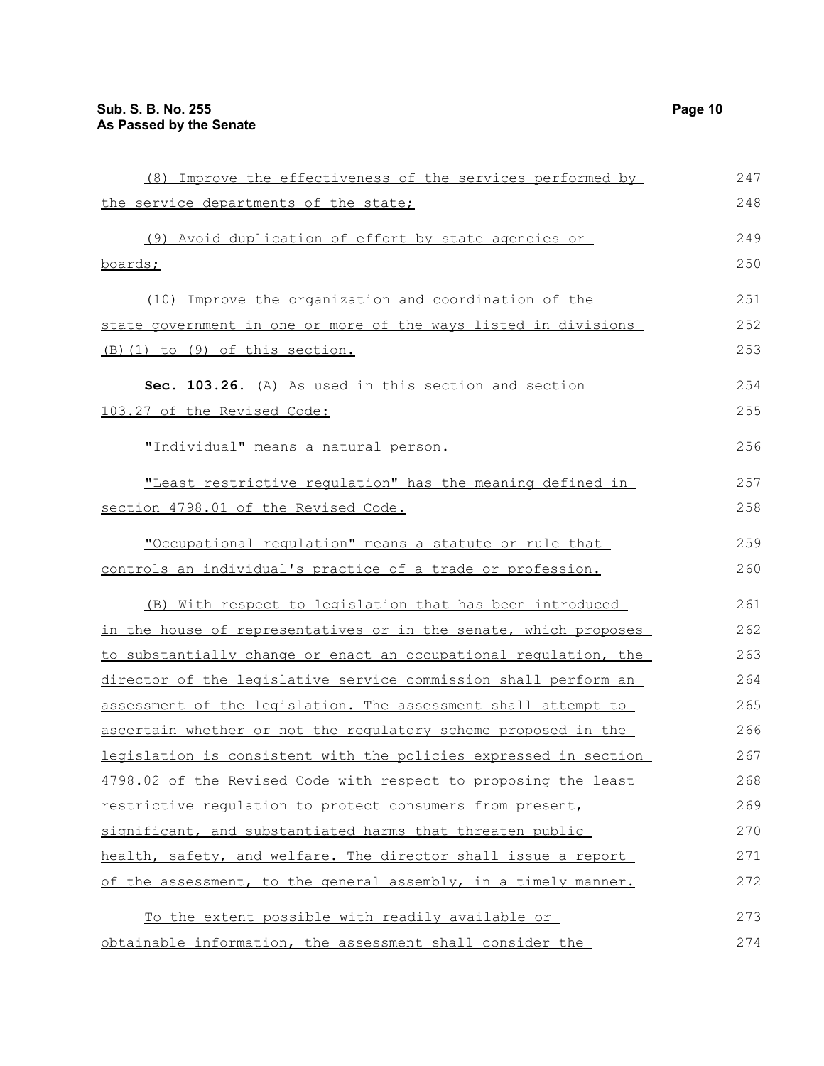(8) Improve the effectiveness of the services performed by the service departments of the state;

(9) Avoid duplication of effort by state agencies or boards;

(10) Improve the organization and coordination of the state government in one or more of the ways listed in divisions (B)(1) to (9) of this section.

**Sec. 103.26.** (A) As used in this section and section 103.27 of the Revised Code:

"Individual" means a natural person.

"Least restrictive regulation" has the meaning defined in section 4798.01 of the Revised Code.

"Occupational regulation" means a statute or rule that controls an individual's practice of a trade or profession.

(B) With respect to legislation that has been introduced in the house of representatives or in the senate, which proposes to substantially change or enact an occupational regulation, the director of the legislative service commission shall perform an assessment of the legislation. The assessment shall attempt to ascertain whether or not the regulatory scheme proposed in the legislation is consistent with the policies expressed in section 4798.02 of the Revised Code with respect to proposing the least restrictive regulation to protect consumers from present, significant, and substantiated harms that threaten public health, safety, and welfare. The director shall issue a report of the assessment, to the general assembly, in a timely manner.

To the extent possible with readily available or obtainable information, the assessment shall consider the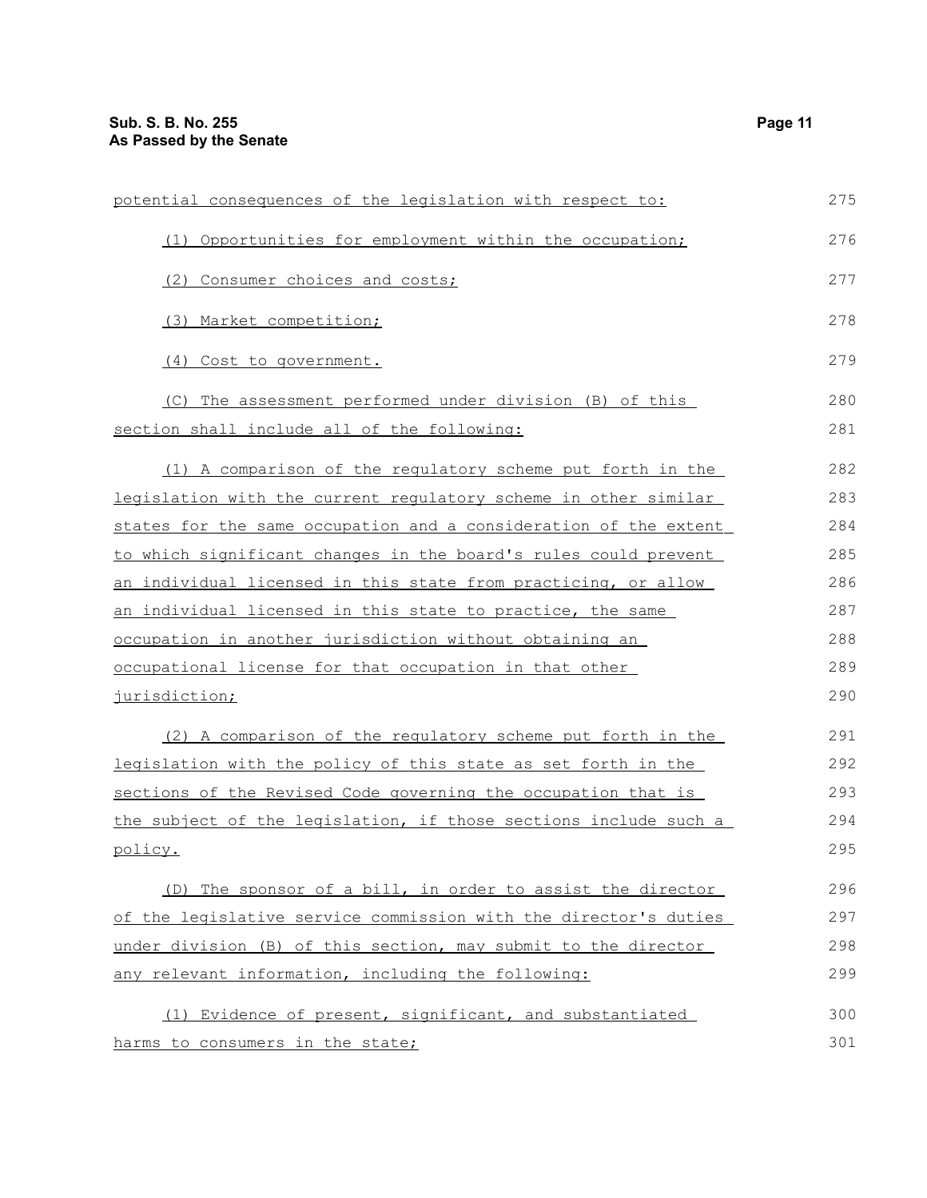potential consequences of the legislation with respect to:

(1) Opportunities for employment within the occupation;

(2) Consumer choices and costs;

(3) Market competition;

(4) Cost to government.

(C) The assessment performed under division (B) of this section shall include all of the following:

(1) A comparison of the regulatory scheme put forth in the legislation with the current regulatory scheme in other similar states for the same occupation and a consideration of the extent to which significant changes in the board's rules could prevent an individual licensed in this state from practicing, or allow an individual licensed in this state to practice, the same occupation in another jurisdiction without obtaining an occupational license for that occupation in that other jurisdiction;

(2) A comparison of the regulatory scheme put forth in the legislation with the policy of this state as set forth in the sections of the Revised Code governing the occupation that is the subject of the legislation, if those sections include such a policy.

(D) The sponsor of a bill, in order to assist the director of the legislative service commission with the director's duties under division (B) of this section, may submit to the director any relevant information, including the following:

(1) Evidence of present, significant, and substantiated harms to consumers in the state;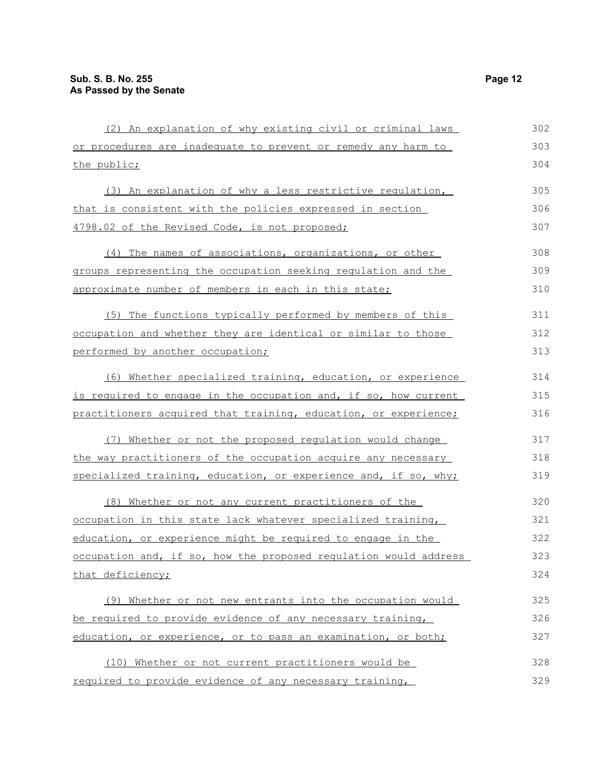(2) An explanation of why existing civil or criminal laws or procedures are inadequate to prevent or remedy any harm to the public;

(3) An explanation of why a less restrictive regulation, that is consistent with the policies expressed in section 4798.02 of the Revised Code, is not proposed;

(4) The names of associations, organizations, or other groups representing the occupation seeking regulation and the approximate number of members in each in this state;

(5) The functions typically performed by members of this occupation and whether they are identical or similar to those performed by another occupation;

(6) Whether specialized training, education, or experience is required to engage in the occupation and, if so, how current practitioners acquired that training, education, or experience;

(7) Whether or not the proposed regulation would change the way practitioners of the occupation acquire any necessary specialized training, education, or experience and, if so, why;

(8) Whether or not any current practitioners of the occupation in this state lack whatever specialized training, education, or experience might be required to engage in the occupation and, if so, how the proposed regulation would address that deficiency;

(9) Whether or not new entrants into the occupation would be required to provide evidence of any necessary training, education, or experience, or to pass an examination, or both;

(10) Whether or not current practitioners would be required to provide evidence of any necessary training,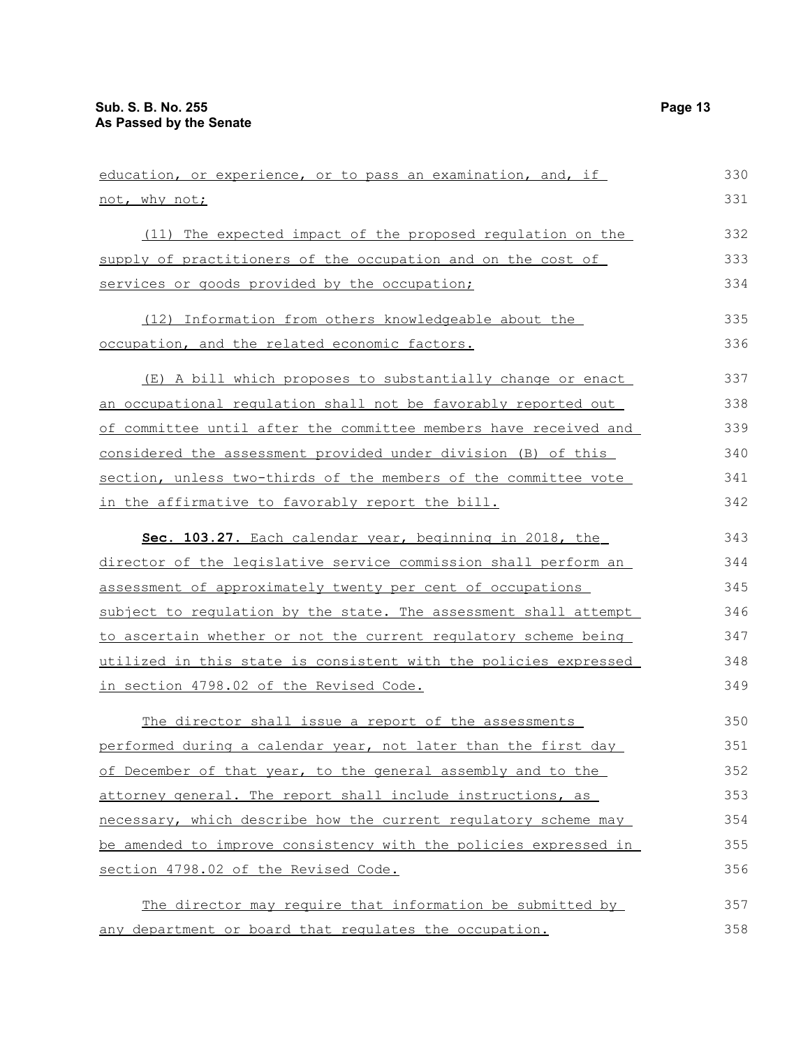education, or experience, or to pass an examination, and, if not, why not;

(11) The expected impact of the proposed regulation on the supply of practitioners of the occupation and on the cost of services or goods provided by the occupation;

(12) Information from others knowledgeable about the occupation, and the related economic factors.

(E) A bill which proposes to substantially change or enact an occupational regulation shall not be favorably reported out of committee until after the committee members have received and considered the assessment provided under division (B) of this section, unless two-thirds of the members of the committee vote in the affirmative to favorably report the bill.

**Sec. 103.27.** Each calendar year, beginning in 2018, the director of the legislative service commission shall perform an assessment of approximately twenty per cent of occupations subject to regulation by the state. The assessment shall attempt to ascertain whether or not the current regulatory scheme being utilized in this state is consistent with the policies expressed in section 4798.02 of the Revised Code.

The director shall issue a report of the assessments performed during a calendar year, not later than the first day of December of that year, to the general assembly and to the attorney general. The report shall include instructions, as necessary, which describe how the current regulatory scheme may be amended to improve consistency with the policies expressed in section 4798.02 of the Revised Code.

The director may require that information be submitted by any department or board that regulates the occupation.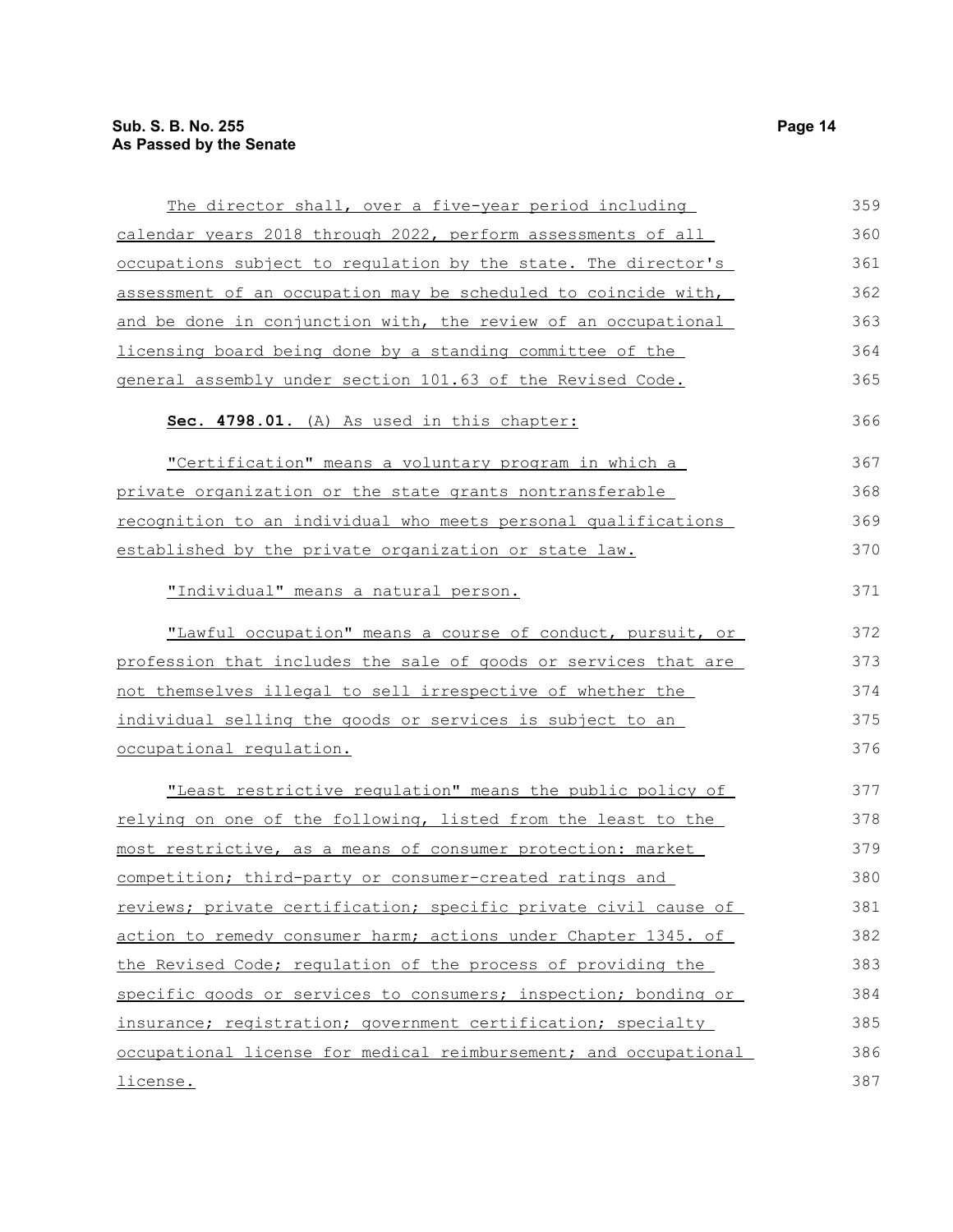The director shall, over a five-year period including calendar years 2018 through 2022, perform assessments of all occupations subject to regulation by the state. The director's assessment of an occupation may be scheduled to coincide with, and be done in conjunction with, the review of an occupational licensing board being done by a standing committee of the general assembly under section 101.63 of the Revised Code.

**Sec. 4798.01.** (A) As used in this chapter:

"Certification" means a voluntary program in which a private organization or the state grants nontransferable recognition to an individual who meets personal qualifications established by the private organization or state law.

"Individual" means a natural person.

"Lawful occupation" means a course of conduct, pursuit, or profession that includes the sale of goods or services that are not themselves illegal to sell irrespective of whether the individual selling the goods or services is subject to an occupational regulation.

"Least restrictive regulation" means the public policy of relying on one of the following, listed from the least to the most restrictive, as a means of consumer protection: market competition; third-party or consumer-created ratings and reviews; private certification; specific private civil cause of action to remedy consumer harm; actions under Chapter 1345. of the Revised Code; regulation of the process of providing the specific goods or services to consumers; inspection; bonding or insurance; registration; government certification; specialty occupational license for medical reimbursement; and occupational license.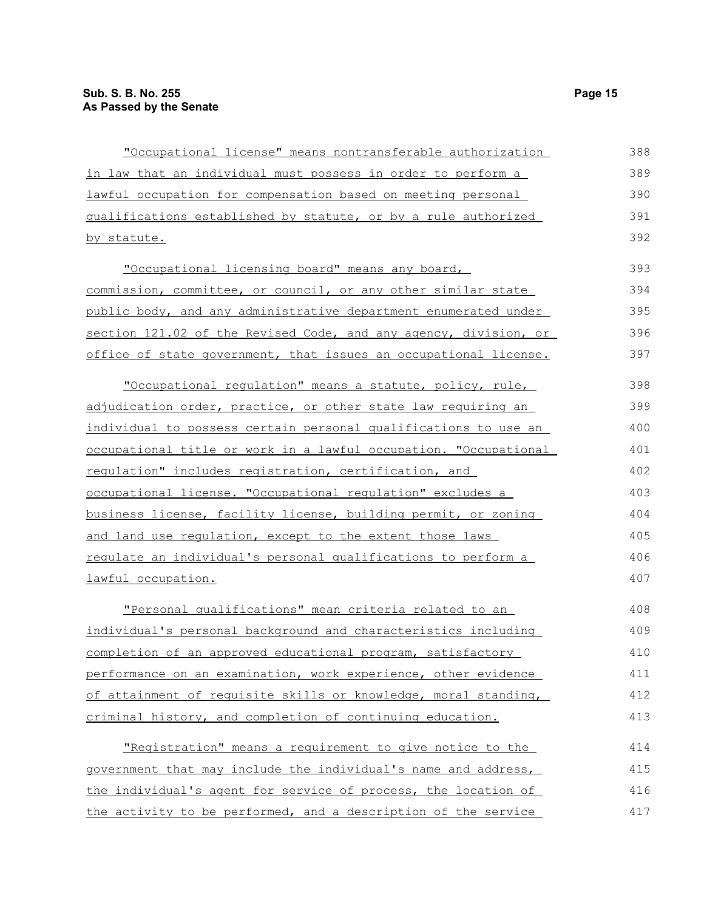"Occupational license" means nontransferable authorization in law that an individual must possess in order to perform a lawful occupation for compensation based on meeting personal qualifications established by statute, or by a rule authorized by statute.

"Occupational licensing board" means any board, commission, committee, or council, or any other similar state public body, and any administrative department enumerated under section 121.02 of the Revised Code, and any agency, division, or office of state government, that issues an occupational license.

"Occupational regulation" means a statute, policy, rule, adjudication order, practice, or other state law requiring an individual to possess certain personal qualifications to use an occupational title or work in a lawful occupation. "Occupational regulation" includes registration, certification, and occupational license. "Occupational regulation" excludes a business license, facility license, building permit, or zoning and land use regulation, except to the extent those laws regulate an individual's personal qualifications to perform a lawful occupation.

"Personal qualifications" mean criteria related to an individual's personal background and characteristics including completion of an approved educational program, satisfactory performance on an examination, work experience, other evidence of attainment of requisite skills or knowledge, moral standing, criminal history, and completion of continuing education.

"Registration" means a requirement to give notice to the government that may include the individual's name and address, the individual's agent for service of process, the location of the activity to be performed, and a description of the service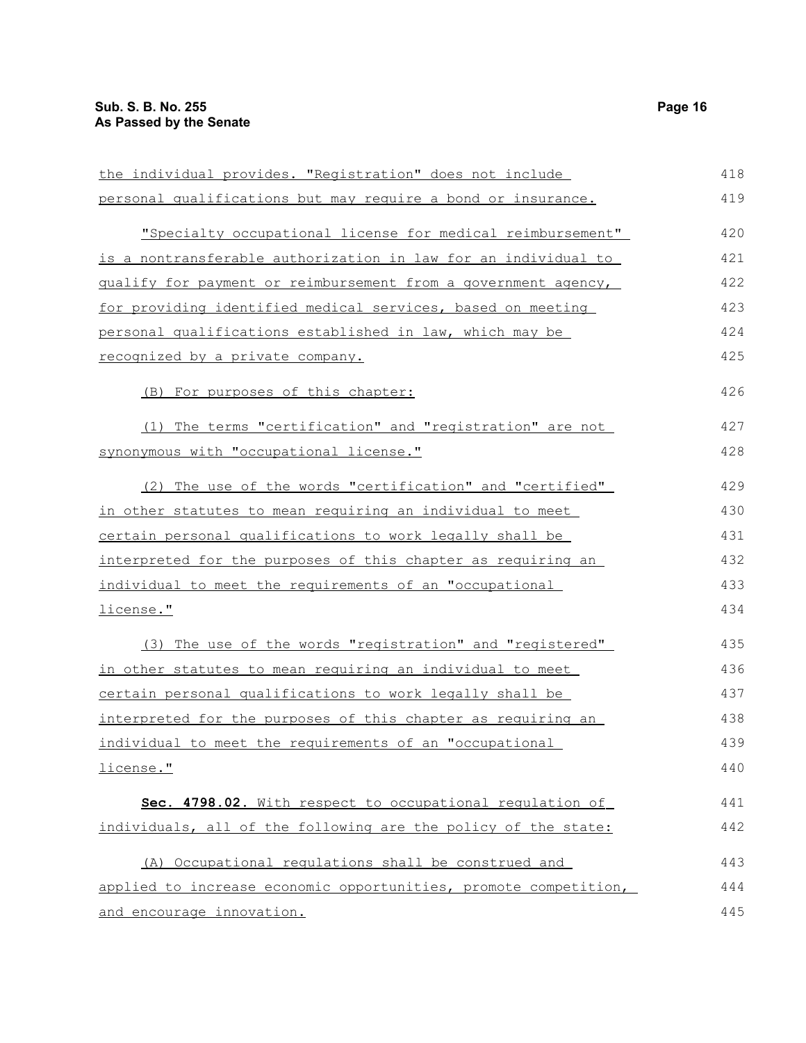the individual provides. "Registration" does not include personal qualifications but may require a bond or insurance.

"Specialty occupational license for medical reimbursement" is a nontransferable authorization in law for an individual to qualify for payment or reimbursement from a government agency, for providing identified medical services, based on meeting personal qualifications established in law, which may be recognized by a private company.

(B) For purposes of this chapter:

(1) The terms "certification" and "registration" are not synonymous with "occupational license."

(2) The use of the words "certification" and "certified" in other statutes to mean requiring an individual to meet certain personal qualifications to work legally shall be interpreted for the purposes of this chapter as requiring an individual to meet the requirements of an "occupational license."

(3) The use of the words "registration" and "registered" in other statutes to mean requiring an individual to meet certain personal qualifications to work legally shall be interpreted for the purposes of this chapter as requiring an individual to meet the requirements of an "occupational license."

**Sec. 4798.02.** With respect to occupational regulation of individuals, all of the following are the policy of the state:

(A) Occupational regulations shall be construed and applied to increase economic opportunities, promote competition, and encourage innovation.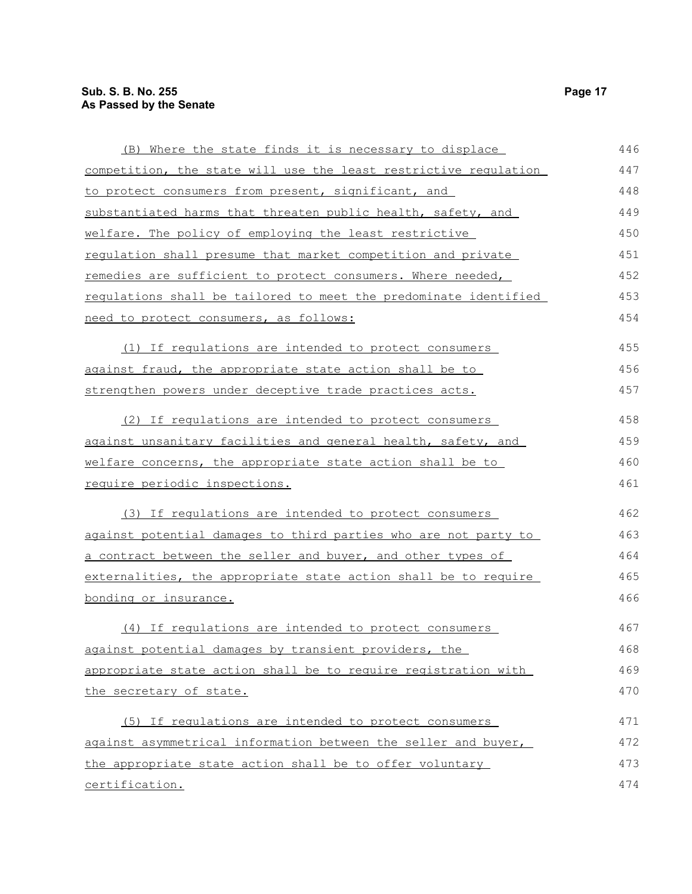(B) Where the state finds it is necessary to displace competition, the state will use the least restrictive regulation to protect consumers from present, significant, and substantiated harms that threaten public health, safety, and welfare. The policy of employing the least restrictive regulation shall presume that market competition and private remedies are sufficient to protect consumers. Where needed, regulations shall be tailored to meet the predominate identified need to protect consumers, as follows:

(1) If regulations are intended to protect consumers against fraud, the appropriate state action shall be to strengthen powers under deceptive trade practices acts.

(2) If regulations are intended to protect consumers against unsanitary facilities and general health, safety, and welfare concerns, the appropriate state action shall be to require periodic inspections.

(3) If regulations are intended to protect consumers against potential damages to third parties who are not party to a contract between the seller and buyer, and other types of externalities, the appropriate state action shall be to require bonding or insurance.

(4) If regulations are intended to protect consumers against potential damages by transient providers, the appropriate state action shall be to require registration with the secretary of state.

(5) If regulations are intended to protect consumers against asymmetrical information between the seller and buyer, the appropriate state action shall be to offer voluntary certification.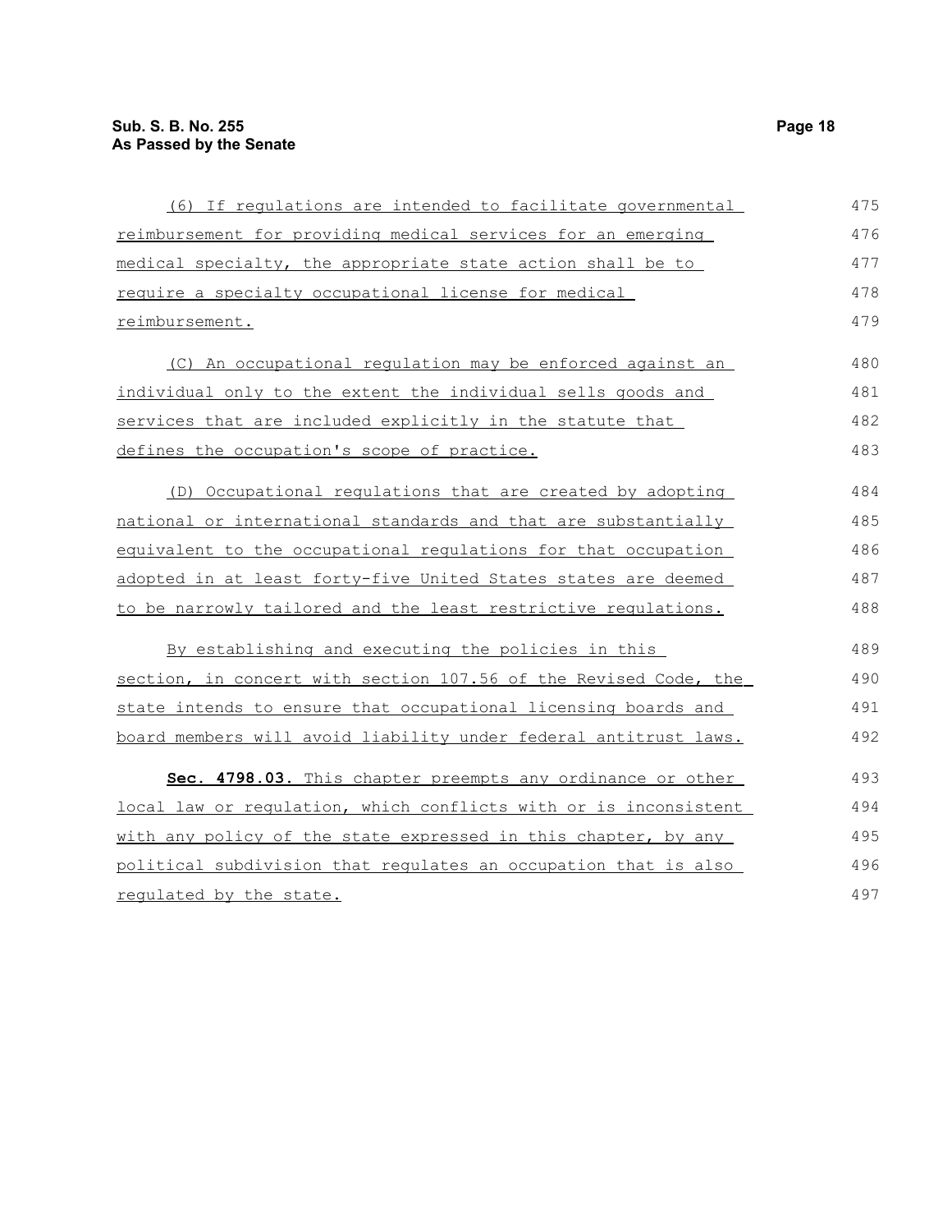(6) If regulations are intended to facilitate governmental reimbursement for providing medical services for an emerging medical specialty, the appropriate state action shall be to require a specialty occupational license for medical reimbursement.

(C) An occupational regulation may be enforced against an individual only to the extent the individual sells goods and services that are included explicitly in the statute that defines the occupation's scope of practice.

(D) Occupational regulations that are created by adopting national or international standards and that are substantially equivalent to the occupational regulations for that occupation adopted in at least forty-five United States states are deemed to be narrowly tailored and the least restrictive regulations.

By establishing and executing the policies in this section, in concert with section 107.56 of the Revised Code, the state intends to ensure that occupational licensing boards and board members will avoid liability under federal antitrust laws.

**Sec. 4798.03.** This chapter preempts any ordinance or other local law or regulation, which conflicts with or is inconsistent with any policy of the state expressed in this chapter, by any political subdivision that regulates an occupation that is also regulated by the state.